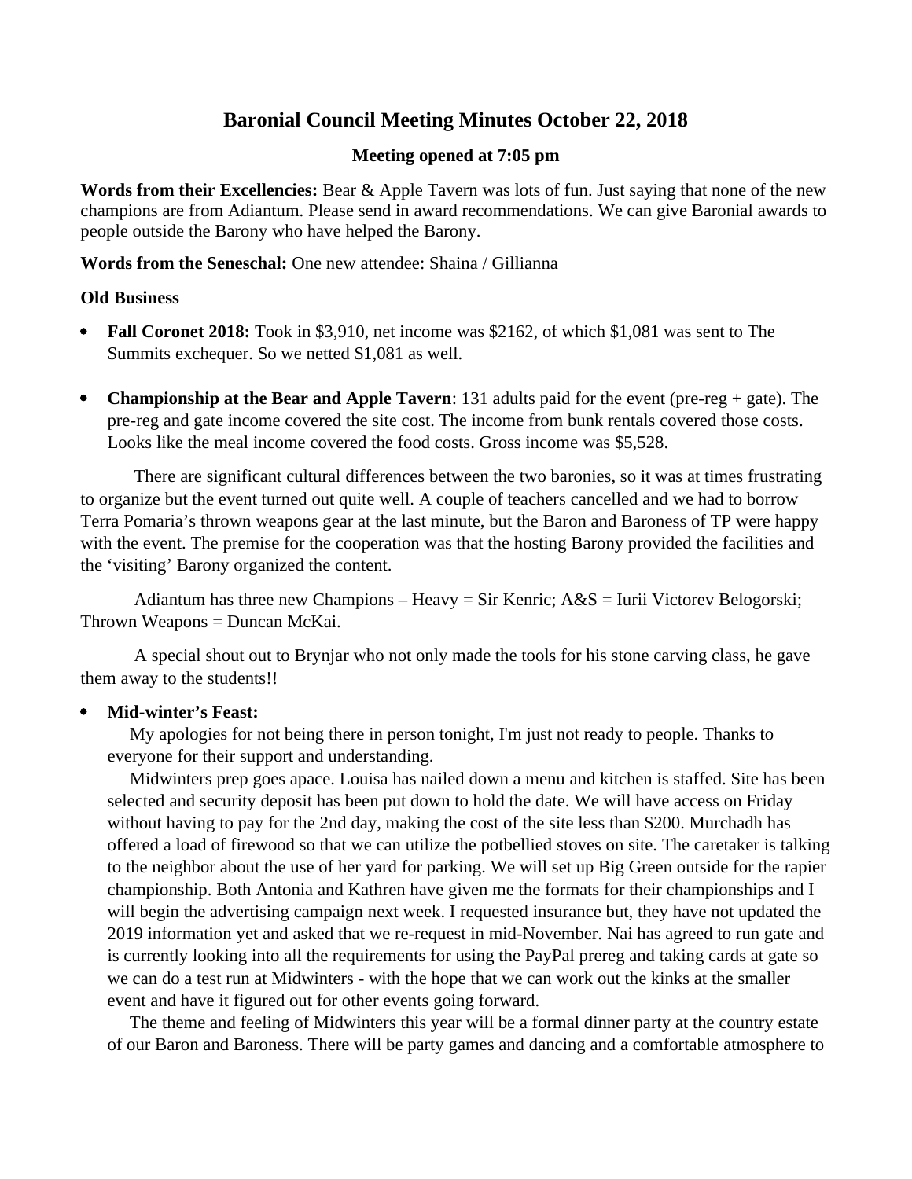# Baronial Council Meeting Minutes October 22, 2018

**Meeting opened at 7:05 pm**

**Words from their Excellencies:** Bear & Apple Tavern was lots of fun. Just saying that none of the new champions are from Adiantum. Please send in award recommendations. We can give Baronial awards to people outside the Barony who have helped the Barony.

**Words from the Seneschal:** One new attendee: Shaina / Gillianna

**Old Business**

- **Fall Coronet 2018:** Took in $3,910, net income was $2162, of which $1,081 was sent to The Summits exchequer. So we netted $1,081 as well.

- **Championship at the Bear and Apple Tavern**: 131 adults paid for the event (pre-reg + gate). The pre-reg and gate income covered the site cost. The income from bunk rentals covered those costs. Looks like the meal income covered the food costs. Gross income was $5,528.

There are significant cultural differences between the two baronies, so it was at times frustrating to organize but the event turned out quite well. A couple of teachers cancelled and we had to borrow Terra Pomaria's thrown weapons gear at the last minute, but the Baron and Baroness of TP were happy with the event. The premise for the cooperation was that the hosting Barony provided the facilities and the 'visiting' Barony organized the content.

Adiantum has three new Champions – Heavy = Sir Kenric; A&S = Iurii Victorev Belogorski; Thrown Weapons = Duncan McKai.

A special shout out to Brynjar who not only made the tools for his stone carving class, he gave them away to the students!!

- **Mid-winter's Feast:**

  My apologies for not being there in person tonight, I'm just not ready to people. Thanks to everyone for their support and understanding.

  Midwinters prep goes apace. Louisa has nailed down a menu and kitchen is staffed. Site has been selected and security deposit has been put down to hold the date. We will have access on Friday without having to pay for the 2nd day, making the cost of the site less than $200. Murchadh has offered a load of firewood so that we can utilize the potbellied stoves on site. The caretaker is talking to the neighbor about the use of her yard for parking. We will set up Big Green outside for the rapier championship. Both Antonia and Kathren have given me the formats for their championships and I will begin the advertising campaign next week. I requested insurance but, they have not updated the 2019 information yet and asked that we re-request in mid-November. Nai has agreed to run gate and is currently looking into all the requirements for using the PayPal prereg and taking cards at gate so we can do a test run at Midwinters - with the hope that we can work out the kinks at the smaller event and have it figured out for other events going forward.

  The theme and feeling of Midwinters this year will be a formal dinner party at the country estate of our Baron and Baroness. There will be party games and dancing and a comfortable atmosphere to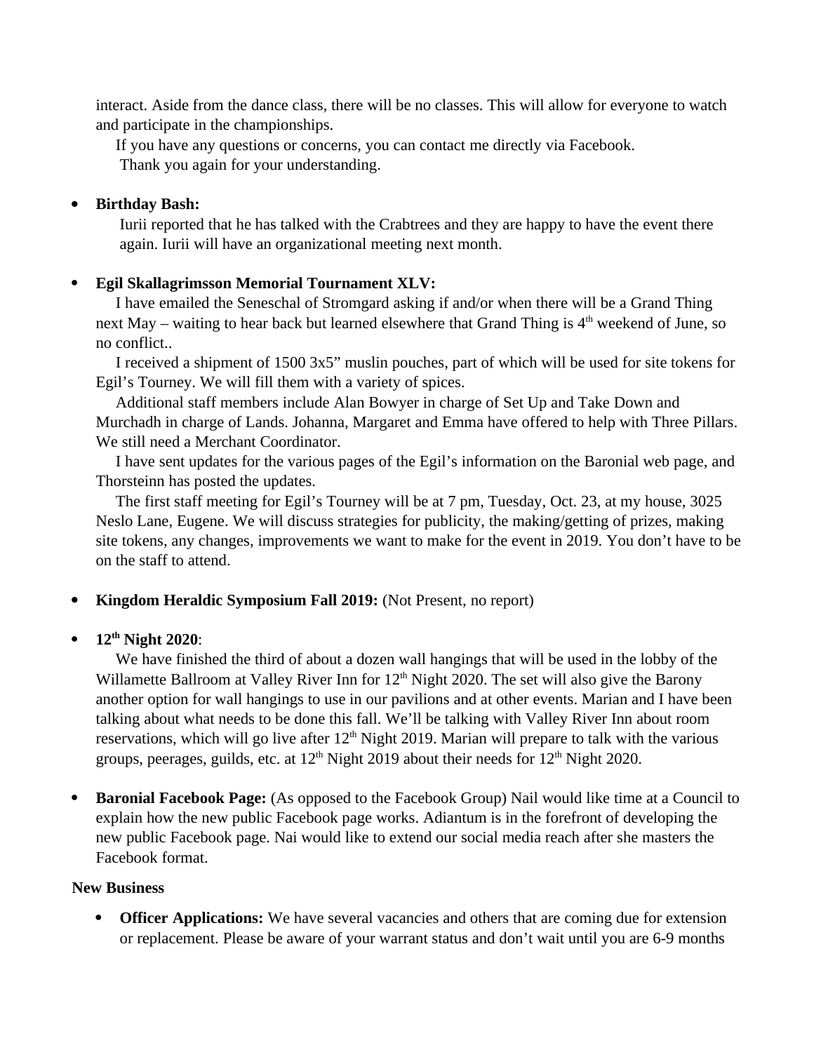interact. Aside from the dance class, there will be no classes. This will allow for everyone to watch and participate in the championships.

If you have any questions or concerns, you can contact me directly via Facebook.

Thank you again for your understanding.

- **Birthday Bash:**

  Iurii reported that he has talked with the Crabtrees and they are happy to have the event there again. Iurii will have an organizational meeting next month.

- **Egil Skallagrimsson Memorial Tournament XLV:**

  I have emailed the Seneschal of Stromgard asking if and/or when there will be a Grand Thing next May – waiting to hear back but learned elsewhere that Grand Thing is 4th weekend of June, so no conflict..

  I received a shipment of 1500 3x5" muslin pouches, part of which will be used for site tokens for Egil's Tourney. We will fill them with a variety of spices.

  Additional staff members include Alan Bowyer in charge of Set Up and Take Down and Murchadh in charge of Lands. Johanna, Margaret and Emma have offered to help with Three Pillars. We still need a Merchant Coordinator.

  I have sent updates for the various pages of the Egil's information on the Baronial web page, and Thorsteinn has posted the updates.

  The first staff meeting for Egil's Tourney will be at 7 pm, Tuesday, Oct. 23, at my house, 3025 Neslo Lane, Eugene. We will discuss strategies for publicity, the making/getting of prizes, making site tokens, any changes, improvements we want to make for the event in 2019. You don't have to be on the staff to attend.

- **Kingdom Heraldic Symposium Fall 2019:** (Not Present, no report)

- **12th Night 2020**:

  We have finished the third of about a dozen wall hangings that will be used in the lobby of the Willamette Ballroom at Valley River Inn for 12th Night 2020. The set will also give the Barony another option for wall hangings to use in our pavilions and at other events. Marian and I have been talking about what needs to be done this fall. We'll be talking with Valley River Inn about room reservations, which will go live after 12th Night 2019. Marian will prepare to talk with the various groups, peerages, guilds, etc. at 12th Night 2019 about their needs for 12th Night 2020.

- **Baronial Facebook Page:** (As opposed to the Facebook Group) Nail would like time at a Council to explain how the new public Facebook page works. Adiantum is in the forefront of developing the new public Facebook page. Nai would like to extend our social media reach after she masters the Facebook format.

**New Business**

- **Officer Applications:** We have several vacancies and others that are coming due for extension or replacement. Please be aware of your warrant status and don't wait until you are 6-9 months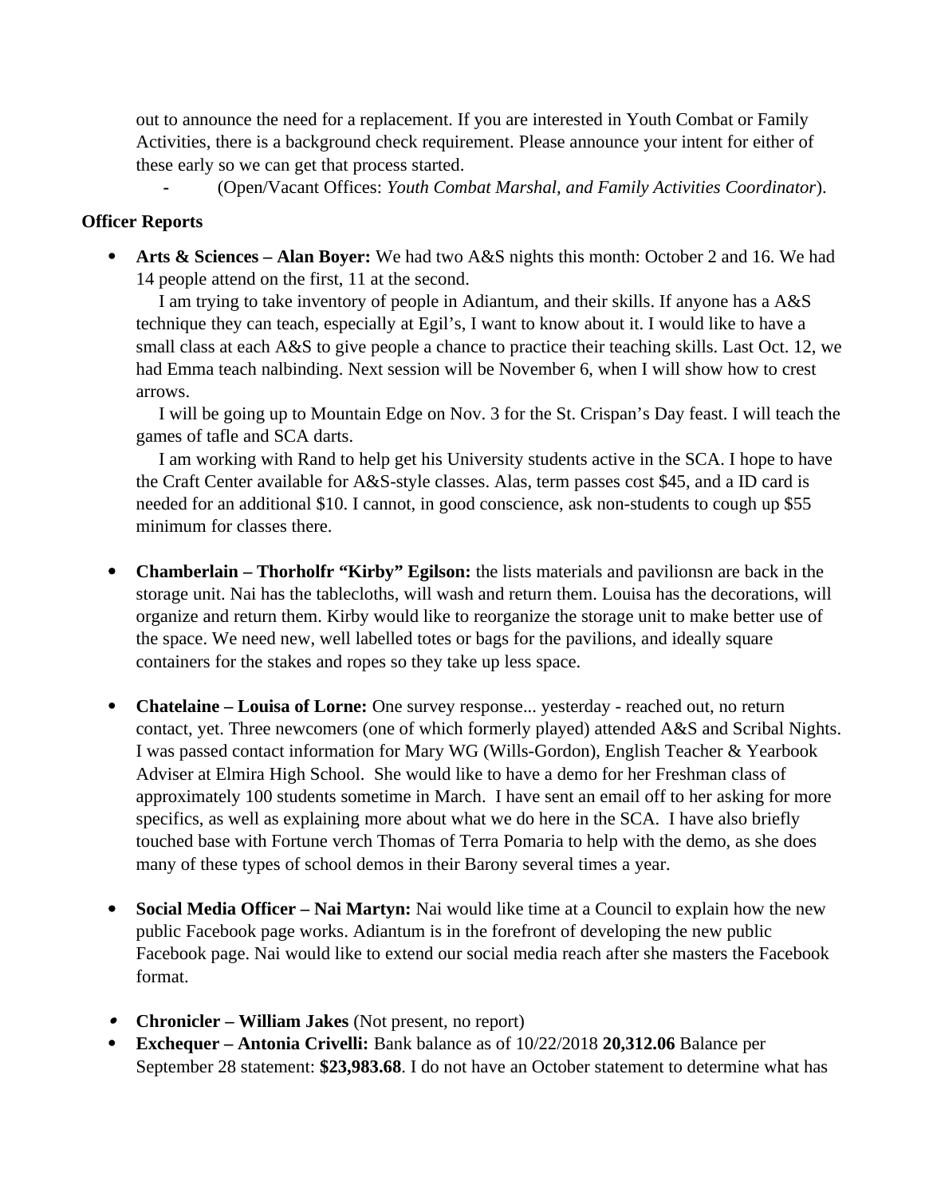out to announce the need for a replacement. If you are interested in Youth Combat or Family Activities, there is a background check requirement. Please announce your intent for either of these early so we can get that process started.

- (Open/Vacant Offices: *Youth Combat Marshal, and Family Activities Coordinator*).

**Officer Reports**

- **Arts & Sciences – Alan Boyer:** We had two A&S nights this month: October 2 and 16. We had 14 people attend on the first, 11 at the second.

  I am trying to take inventory of people in Adiantum, and their skills. If anyone has a A&S technique they can teach, especially at Egil's, I want to know about it. I would like to have a small class at each A&S to give people a chance to practice their teaching skills. Last Oct. 12, we had Emma teach nalbinding. Next session will be November 6, when I will show how to crest arrows.

  I will be going up to Mountain Edge on Nov. 3 for the St. Crispan's Day feast. I will teach the games of tafle and SCA darts.

  I am working with Rand to help get his University students active in the SCA. I hope to have the Craft Center available for A&S-style classes. Alas, term passes cost $45, and a ID card is needed for an additional $10. I cannot, in good conscience, ask non-students to cough up $55 minimum for classes there.

- **Chamberlain – Thorholfr "Kirby" Egilson:** the lists materials and pavilionsn are back in the storage unit. Nai has the tablecloths, will wash and return them. Louisa has the decorations, will organize and return them. Kirby would like to reorganize the storage unit to make better use of the space. We need new, well labelled totes or bags for the pavilions, and ideally square containers for the stakes and ropes so they take up less space.

- **Chatelaine – Louisa of Lorne:** One survey response... yesterday - reached out, no return contact, yet. Three newcomers (one of which formerly played) attended A&S and Scribal Nights. I was passed contact information for Mary WG (Wills-Gordon), English Teacher & Yearbook Adviser at Elmira High School. She would like to have a demo for her Freshman class of approximately 100 students sometime in March. I have sent an email off to her asking for more specifics, as well as explaining more about what we do here in the SCA. I have also briefly touched base with Fortune verch Thomas of Terra Pomaria to help with the demo, as she does many of these types of school demos in their Barony several times a year.

- **Social Media Officer – Nai Martyn:** Nai would like time at a Council to explain how the new public Facebook page works. Adiantum is in the forefront of developing the new public Facebook page. Nai would like to extend our social media reach after she masters the Facebook format.

- **Chronicler – William Jakes** (Not present, no report)
- **Exchequer – Antonia Crivelli:** Bank balance as of 10/22/2018 **20,312.06** Balance per September 28 statement: **$23,983.68**. I do not have an October statement to determine what has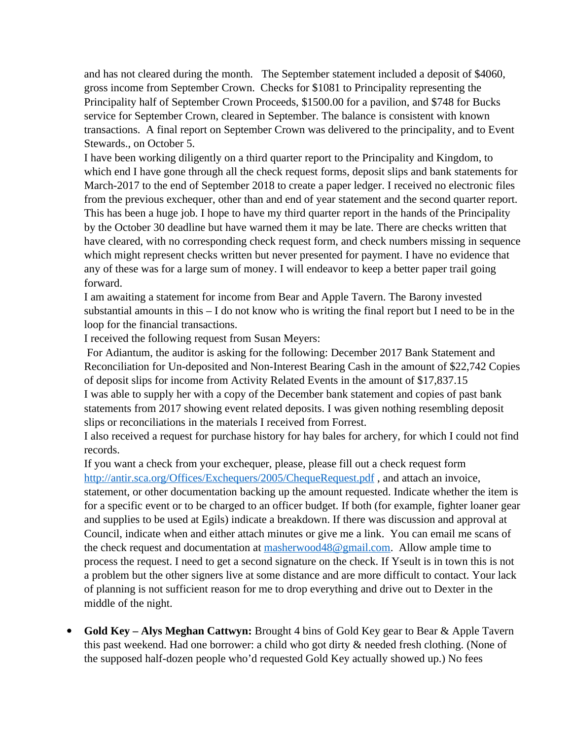and has not cleared during the month. The September statement included a deposit of $4060, gross income from September Crown. Checks for $1081 to Principality representing the Principality half of September Crown Proceeds, $1500.00 for a pavilion, and $748 for Bucks service for September Crown, cleared in September. The balance is consistent with known transactions. A final report on September Crown was delivered to the principality, and to Event Stewards., on October 5.

I have been working diligently on a third quarter report to the Principality and Kingdom, to which end I have gone through all the check request forms, deposit slips and bank statements for March-2017 to the end of September 2018 to create a paper ledger. I received no electronic files from the previous exchequer, other than and end of year statement and the second quarter report. This has been a huge job. I hope to have my third quarter report in the hands of the Principality by the October 30 deadline but have warned them it may be late. There are checks written that have cleared, with no corresponding check request form, and check numbers missing in sequence which might represent checks written but never presented for payment. I have no evidence that any of these was for a large sum of money. I will endeavor to keep a better paper trail going forward.

I am awaiting a statement for income from Bear and Apple Tavern. The Barony invested substantial amounts in this – I do not know who is writing the final report but I need to be in the loop for the financial transactions.

I received the following request from Susan Meyers:

For Adiantum, the auditor is asking for the following: December 2017 Bank Statement and Reconciliation for Un-deposited and Non-Interest Bearing Cash in the amount of $22,742 Copies of deposit slips for income from Activity Related Events in the amount of $17,837.15

I was able to supply her with a copy of the December bank statement and copies of past bank statements from 2017 showing event related deposits. I was given nothing resembling deposit slips or reconciliations in the materials I received from Forrest.

I also received a request for purchase history for hay bales for archery, for which I could not find records.

If you want a check from your exchequer, please, please fill out a check request form http://antir.sca.org/Offices/Exchequers/2005/ChequeRequest.pdf , and attach an invoice, statement, or other documentation backing up the amount requested. Indicate whether the item is for a specific event or to be charged to an officer budget. If both (for example, fighter loaner gear and supplies to be used at Egils) indicate a breakdown. If there was discussion and approval at Council, indicate when and either attach minutes or give me a link. You can email me scans of the check request and documentation at masherwood48@gmail.com. Allow ample time to process the request. I need to get a second signature on the check. If Yseult is in town this is not a problem but the other signers live at some distance and are more difficult to contact. Your lack of planning is not sufficient reason for me to drop everything and drive out to Dexter in the middle of the night.

- **Gold Key – Alys Meghan Cattwyn:** Brought 4 bins of Gold Key gear to Bear & Apple Tavern this past weekend. Had one borrower: a child who got dirty & needed fresh clothing. (None of the supposed half-dozen people who'd requested Gold Key actually showed up.) No fees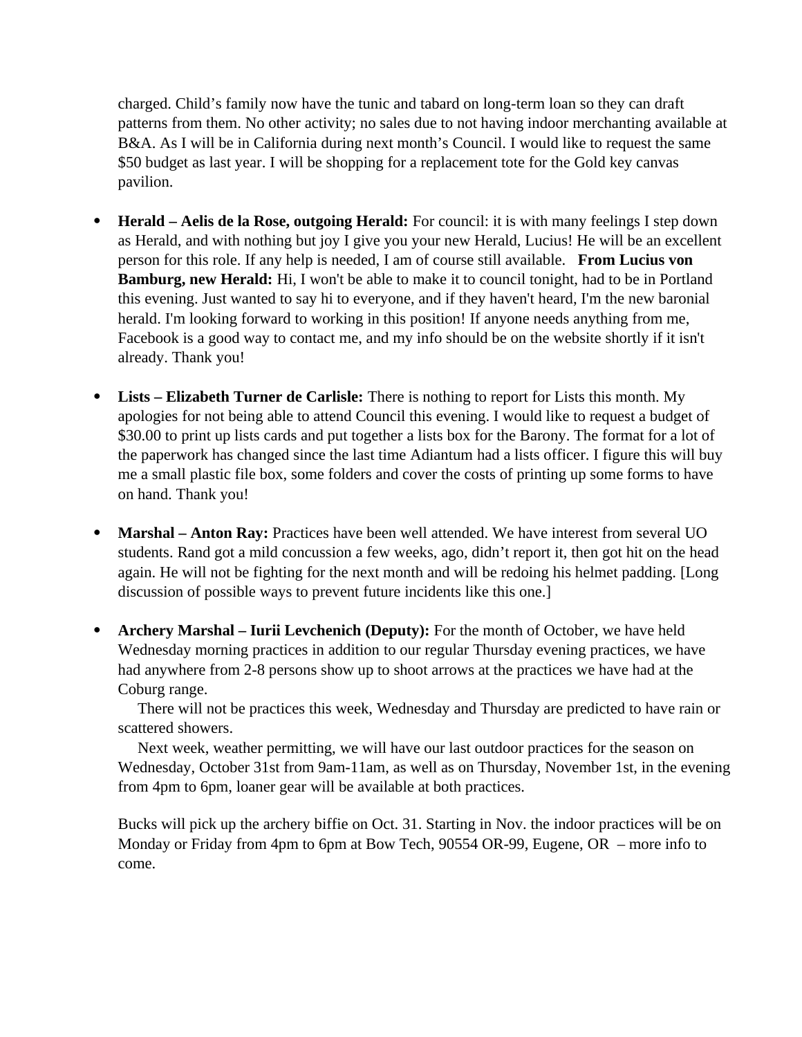charged. Child's family now have the tunic and tabard on long-term loan so they can draft patterns from them. No other activity; no sales due to not having indoor merchanting available at B&A. As I will be in California during next month's Council. I would like to request the same $50 budget as last year. I will be shopping for a replacement tote for the Gold key canvas pavilion.

- **Herald – Aelis de la Rose, outgoing Herald:** For council: it is with many feelings I step down as Herald, and with nothing but joy I give you your new Herald, Lucius! He will be an excellent person for this role. If any help is needed, I am of course still available. **From Lucius von Bamburg, new Herald:** Hi, I won't be able to make it to council tonight, had to be in Portland this evening. Just wanted to say hi to everyone, and if they haven't heard, I'm the new baronial herald. I'm looking forward to working in this position! If anyone needs anything from me, Facebook is a good way to contact me, and my info should be on the website shortly if it isn't already. Thank you!

- **Lists – Elizabeth Turner de Carlisle:** There is nothing to report for Lists this month. My apologies for not being able to attend Council this evening. I would like to request a budget of $30.00 to print up lists cards and put together a lists box for the Barony. The format for a lot of the paperwork has changed since the last time Adiantum had a lists officer. I figure this will buy me a small plastic file box, some folders and cover the costs of printing up some forms to have on hand. Thank you!

- **Marshal – Anton Ray:** Practices have been well attended. We have interest from several UO students. Rand got a mild concussion a few weeks, ago, didn't report it, then got hit on the head again. He will not be fighting for the next month and will be redoing his helmet padding. [Long discussion of possible ways to prevent future incidents like this one.]

- **Archery Marshal – Iurii Levchenich (Deputy):** For the month of October, we have held Wednesday morning practices in addition to our regular Thursday evening practices, we have had anywhere from 2-8 persons show up to shoot arrows at the practices we have had at the Coburg range.

  There will not be practices this week, Wednesday and Thursday are predicted to have rain or scattered showers.

  Next week, weather permitting, we will have our last outdoor practices for the season on Wednesday, October 31st from 9am-11am, as well as on Thursday, November 1st, in the evening from 4pm to 6pm, loaner gear will be available at both practices.

  Bucks will pick up the archery biffie on Oct. 31. Starting in Nov. the indoor practices will be on Monday or Friday from 4pm to 6pm at Bow Tech, 90554 OR-99, Eugene, OR – more info to come.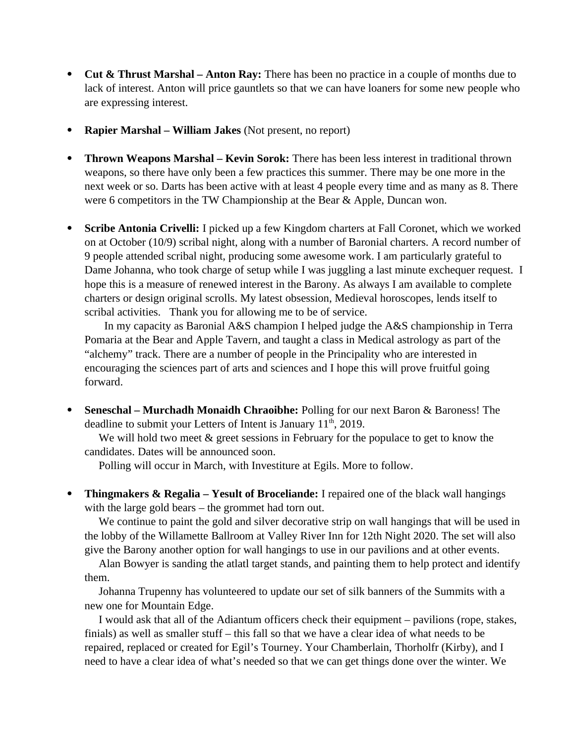- **Cut & Thrust Marshal – Anton Ray:** There has been no practice in a couple of months due to lack of interest. Anton will price gauntlets so that we can have loaners for some new people who are expressing interest.

- **Rapier Marshal – William Jakes** (Not present, no report)

- **Thrown Weapons Marshal – Kevin Sorok:** There has been less interest in traditional thrown weapons, so there have only been a few practices this summer. There may be one more in the next week or so. Darts has been active with at least 4 people every time and as many as 8. There were 6 competitors in the TW Championship at the Bear & Apple, Duncan won.

- **Scribe Antonia Crivelli:** I picked up a few Kingdom charters at Fall Coronet, which we worked on at October (10/9) scribal night, along with a number of Baronial charters. A record number of 9 people attended scribal night, producing some awesome work. I am particularly grateful to Dame Johanna, who took charge of setup while I was juggling a last minute exchequer request. I hope this is a measure of renewed interest in the Barony. As always I am available to complete charters or design original scrolls. My latest obsession, Medieval horoscopes, lends itself to scribal activities. Thank you for allowing me to be of service.

  In my capacity as Baronial A&S champion I helped judge the A&S championship in Terra Pomaria at the Bear and Apple Tavern, and taught a class in Medical astrology as part of the "alchemy" track. There are a number of people in the Principality who are interested in encouraging the sciences part of arts and sciences and I hope this will prove fruitful going forward.

- **Seneschal – Murchadh Monaidh Chraoibhe:** Polling for our next Baron & Baroness! The deadline to submit your Letters of Intent is January 11th, 2019.

  We will hold two meet & greet sessions in February for the populace to get to know the candidates. Dates will be announced soon.

  Polling will occur in March, with Investiture at Egils. More to follow.

- **Thingmakers & Regalia – Yesult of Broceliande:** I repaired one of the black wall hangings with the large gold bears – the grommet had torn out.

  We continue to paint the gold and silver decorative strip on wall hangings that will be used in the lobby of the Willamette Ballroom at Valley River Inn for 12th Night 2020. The set will also give the Barony another option for wall hangings to use in our pavilions and at other events.

  Alan Bowyer is sanding the atlatl target stands, and painting them to help protect and identify them.

  Johanna Trupenny has volunteered to update our set of silk banners of the Summits with a new one for Mountain Edge.

  I would ask that all of the Adiantum officers check their equipment – pavilions (rope, stakes, finials) as well as smaller stuff – this fall so that we have a clear idea of what needs to be repaired, replaced or created for Egil's Tourney. Your Chamberlain, Thorholfr (Kirby), and I need to have a clear idea of what's needed so that we can get things done over the winter. We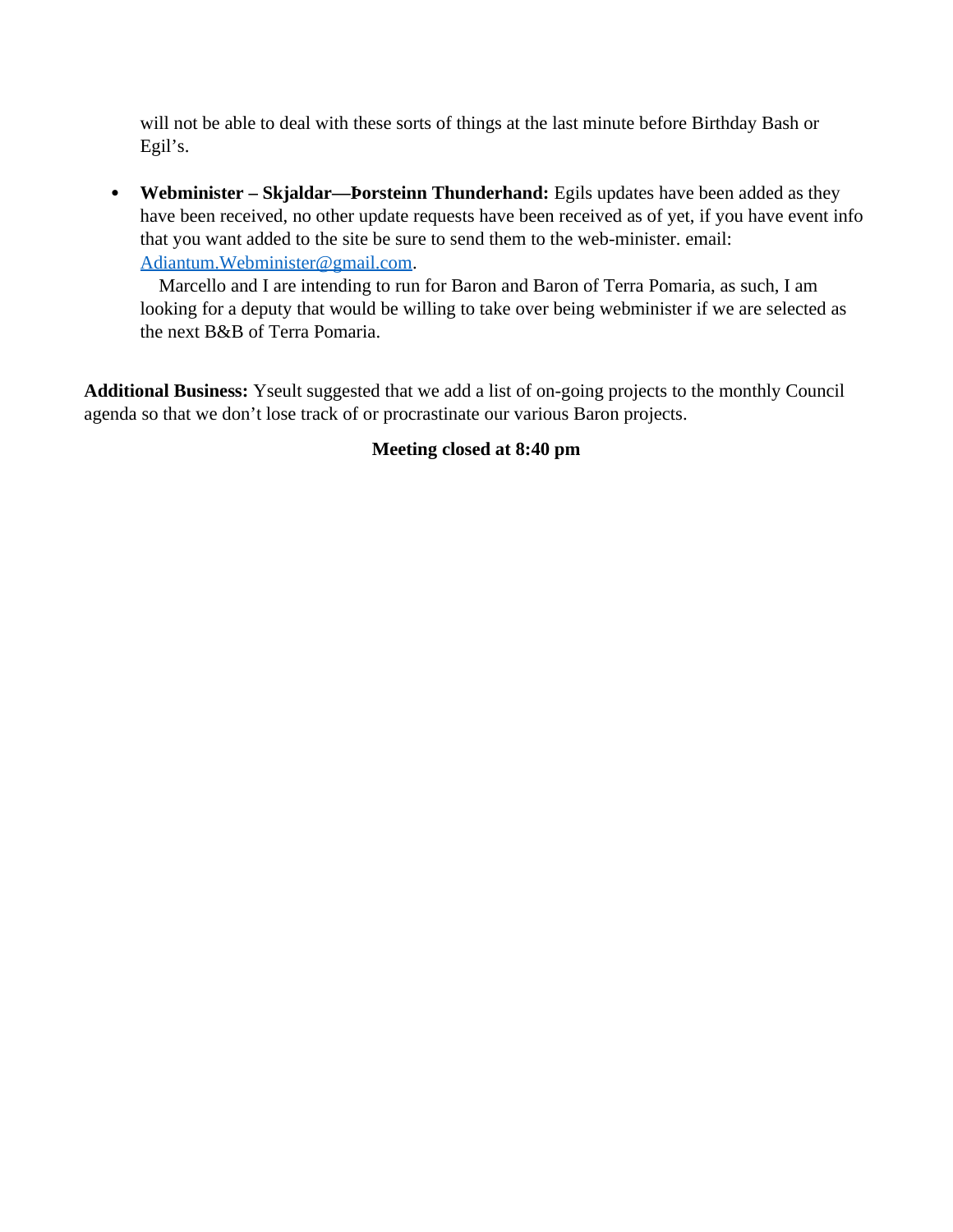will not be able to deal with these sorts of things at the last minute before Birthday Bash or Egil's.

- **Webminister – Skjaldar—Þorsteinn Thunderhand:** Egils updates have been added as they have been received, no other update requests have been received as of yet, if you have event info that you want added to the site be sure to send them to the web-minister. email: [Adiantum.Webminister@gmail.com](mailto:Adiantum.Webminister@gmail.com).

  Marcello and I are intending to run for Baron and Baron of Terra Pomaria, as such, I am looking for a deputy that would be willing to take over being webminister if we are selected as the next B&B of Terra Pomaria.

**Additional Business:** Yseult suggested that we add a list of on-going projects to the monthly Council agenda so that we don't lose track of or procrastinate our various Baron projects.

**Meeting closed at 8:40 pm**